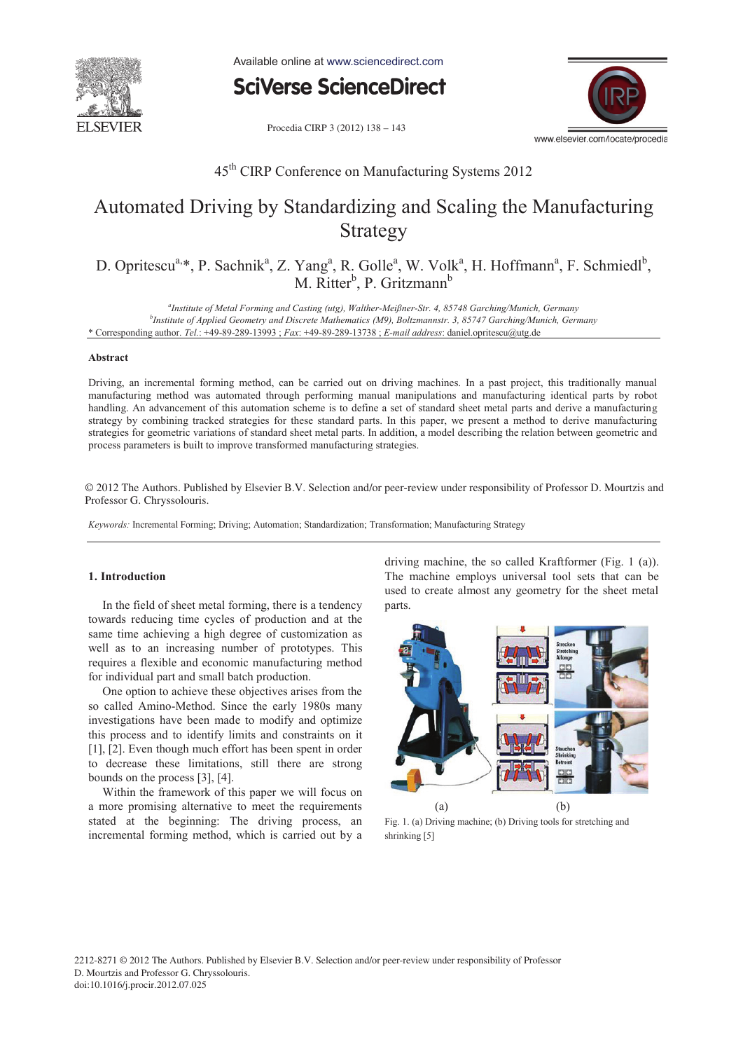45th CIRP Conference on Manufacturing Systems 2012

# Automated Driving by Standardizing and Scaling the Manufacturing Strategy

D. Opritescu[a,*], P. Sachnik[a], Z. Yang[a], R. Golle[a], W. Volk[a], H. Hoffmann[a], F. Schmiedl[b], M. Ritter[b], P. Gritzmann[b]

[a]Institute of Metal Forming and Casting (utg), Walther-Meißner-Str. 4, 85748 Garching/Munich, Germany
[b]Institute of Applied Geometry and Discrete Mathematics (M9), Boltzmannstr. 3, 85747 Garching/Munich, Germany
* Corresponding author. *Tel.*: +49-89-289-13993 ; *Fax*: +49-89-289-13738 ; *E-mail address*: daniel.opritescu@utg.de

### Abstract

Driving, an incremental forming method, can be carried out on driving machines. In a past project, this traditionally manual manufacturing method was automated through performing manual manipulations and manufacturing identical parts by robot handling. An advancement of this automation scheme is to define a set of standard sheet metal parts and derive a manufacturing strategy by combining tracked strategies for these standard parts. In this paper, we present a method to derive manufacturing strategies for geometric variations of standard sheet metal parts. In addition, a model describing the relation between geometric and process parameters is built to improve transformed manufacturing strategies.

© 2012 The Authors. Published by Elsevier B.V. Selection and/or peer-review under responsibility of Professor D. Mourtzis and Professor G. Chryssolouris.

*Keywords:* Incremental Forming; Driving; Automation; Standardization; Transformation; Manufacturing Strategy

## 1. Introduction

In the field of sheet metal forming, there is a tendency towards reducing time cycles of production and at the same time achieving a high degree of customization as well as to an increasing number of prototypes. This requires a flexible and economic manufacturing method for individual part and small batch production.

One option to achieve these objectives arises from the so called Amino-Method. Since the early 1980s many investigations have been made to modify and optimize this process and to identify limits and constraints on it [1], [2]. Even though much effort has been spent in order to decrease these limitations, still there are strong bounds on the process [3], [4].

Within the framework of this paper we will focus on a more promising alternative to meet the requirements stated at the beginning: The driving process, an incremental forming method, which is carried out by a driving machine, the so called Kraftformer (Fig. 1 (a)). The machine employs universal tool sets that can be used to create almost any geometry for the sheet metal parts.

Fig. 1. (a) Driving machine; (b) Driving tools for stretching and shrinking [5]

2212-8271 © 2012 The Authors. Published by Elsevier B.V. Selection and/or peer-review under responsibility of Professor D. Mourtzis and Professor G. Chryssolouris.
doi:10.1016/j.procir.2012.07.025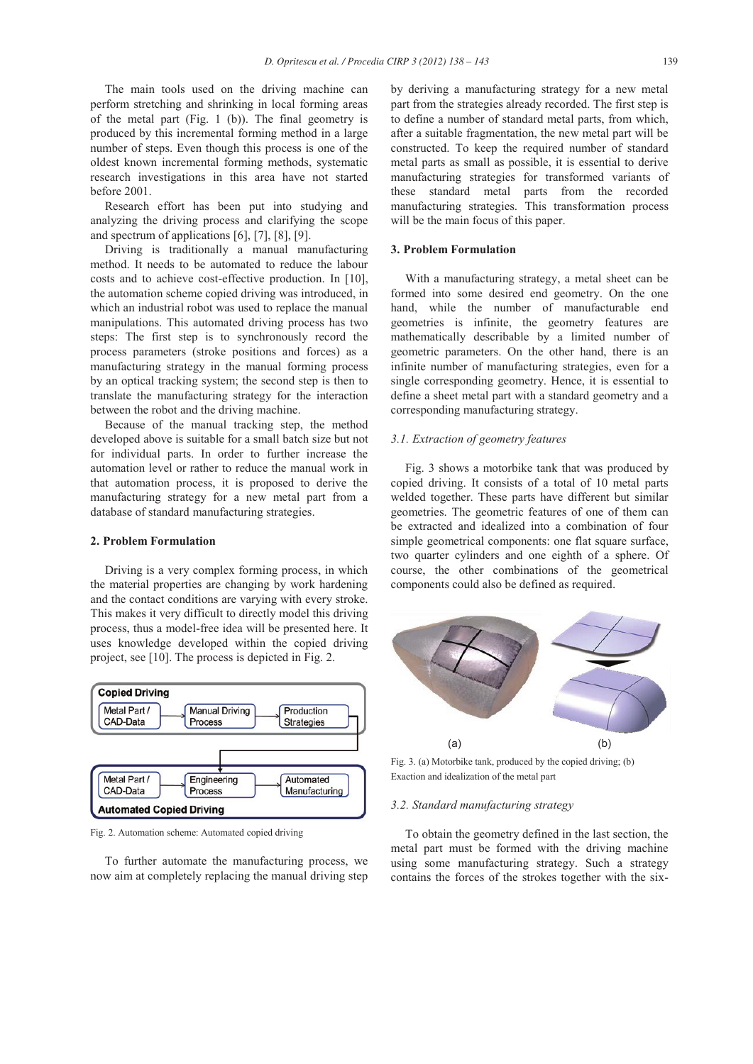The main tools used on the driving machine can perform stretching and shrinking in local forming areas of the metal part (Fig. 1 (b)). The final geometry is produced by this incremental forming method in a large number of steps. Even though this process is one of the oldest known incremental forming methods, systematic research investigations in this area have not started before 2001.

Research effort has been put into studying and analyzing the driving process and clarifying the scope and spectrum of applications [6], [7], [8], [9].

Driving is traditionally a manual manufacturing method. It needs to be automated to reduce the labour costs and to achieve cost-effective production. In [10], the automation scheme copied driving was introduced, in which an industrial robot was used to replace the manual manipulations. This automated driving process has two steps: The first step is to synchronously record the process parameters (stroke positions and forces) as a manufacturing strategy in the manual forming process by an optical tracking system; the second step is then to translate the manufacturing strategy for the interaction between the robot and the driving machine.

Because of the manual tracking step, the method developed above is suitable for a small batch size but not for individual parts. In order to further increase the automation level or rather to reduce the manual work in that automation process, it is proposed to derive the manufacturing strategy for a new metal part from a database of standard manufacturing strategies.

## 2. Problem Formulation

Driving is a very complex forming process, in which the material properties are changing by work hardening and the contact conditions are varying with every stroke. This makes it very difficult to directly model this driving process, thus a model-free idea will be presented here. It uses knowledge developed within the copied driving project, see [10]. The process is depicted in Fig. 2.

**Copied Driving**: Metal Part / CAD-Data → Manual Driving Process → Production Strategies

**Automated Copied Driving**: Metal Part / CAD-Data → Engineering Process → Automated Manufacturing

Fig. 2. Automation scheme: Automated copied driving

To further automate the manufacturing process, we now aim at completely replacing the manual driving step by deriving a manufacturing strategy for a new metal part from the strategies already recorded. The first step is to define a number of standard metal parts, from which, after a suitable fragmentation, the new metal part will be constructed. To keep the required number of standard metal parts as small as possible, it is essential to derive manufacturing strategies for transformed variants of these standard metal parts from the recorded manufacturing strategies. This transformation process will be the main focus of this paper.

## 3. Problem Formulation

With a manufacturing strategy, a metal sheet can be formed into some desired end geometry. On the one hand, while the number of manufacturable end geometries is infinite, the geometry features are mathematically describable by a limited number of geometric parameters. On the other hand, there is an infinite number of manufacturing strategies, even for a single corresponding geometry. Hence, it is essential to define a sheet metal part with a standard geometry and a corresponding manufacturing strategy.

### *3.1. Extraction of geometry features*

Fig. 3 shows a motorbike tank that was produced by copied driving. It consists of a total of 10 metal parts welded together. These parts have different but similar geometries. The geometric features of one of them can be extracted and idealized into a combination of four simple geometrical components: one flat square surface, two quarter cylinders and one eighth of a sphere. Of course, the other combinations of the geometrical components could also be defined as required.

(a) (b)

Fig. 3. (a) Motorbike tank, produced by the copied driving; (b) Exaction and idealization of the metal part

### *3.2. Standard manufacturing strategy*

To obtain the geometry defined in the last section, the metal part must be formed with the driving machine using some manufacturing strategy. Such a strategy contains the forces of the strokes together with the six-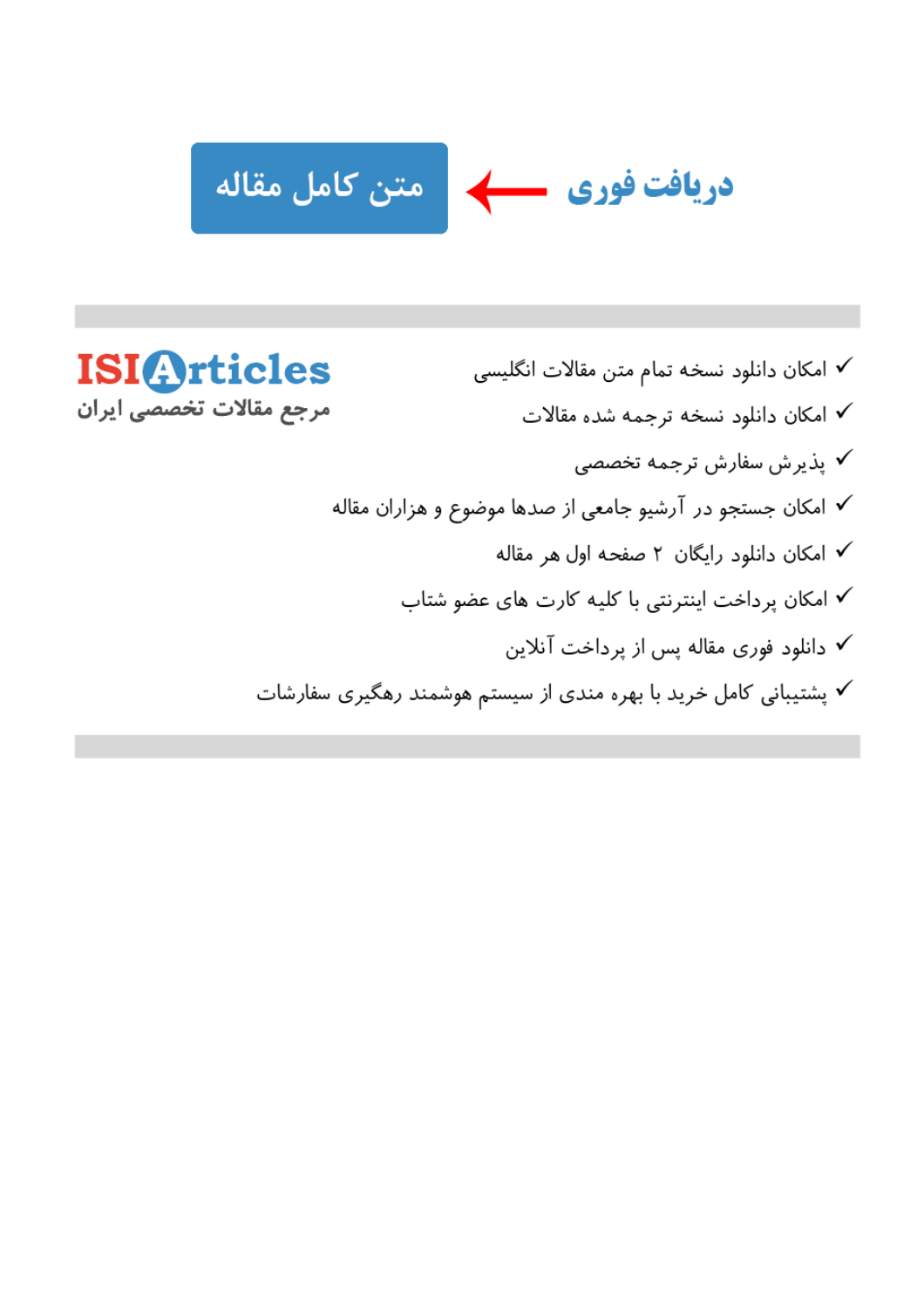دریافت فوری ← متن کامل مقاله

**ISIArticles**

مرجع مقالات تخصصی ایران

- ✓ امکان دانلود نسخه تمام متن مقالات انگلیسی
- ✓ امکان دانلود نسخه ترجمه شده مقالات
- ✓ پذیرش سفارش ترجمه تخصصی
- ✓ امکان جستجو در آرشیو جامعی از صدها موضوع و هزاران مقاله
- ✓ امکان دانلود رایگان ۲ صفحه اول هر مقاله
- ✓ امکان پرداخت اینترنتی با کلیه کارت های عضو شتاب
- ✓ دانلود فوری مقاله پس از پرداخت آنلاین
- ✓ پشتیبانی کامل خرید با بهره مندی از سیستم هوشمند رهگیری سفارشات